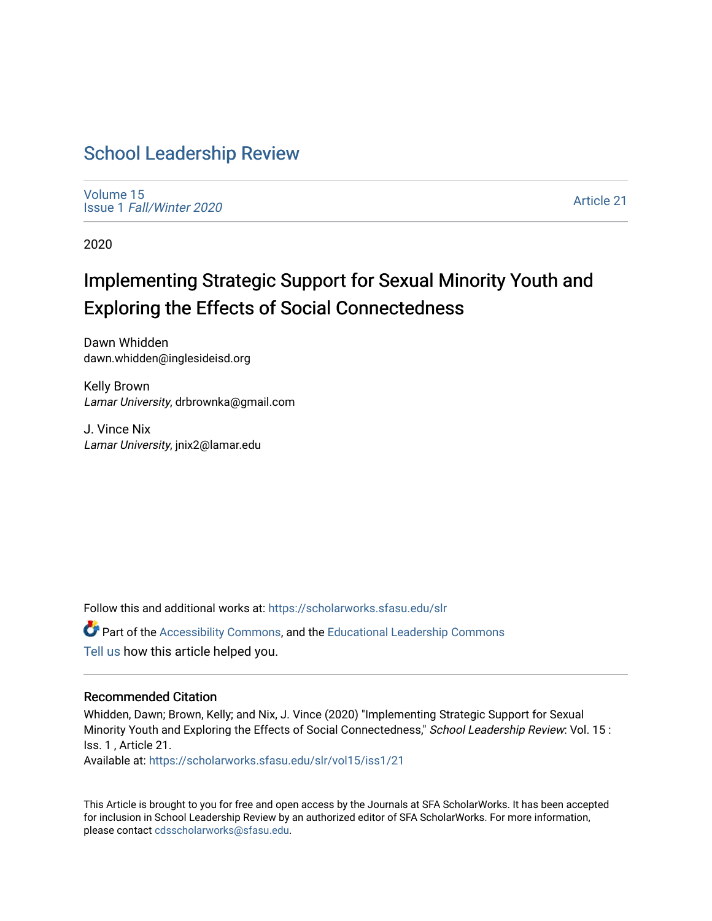# School Leadership Review

Volume 15
Issue 1 *Fall/Winter 2020*

Article 21

2020

## Implementing Strategic Support for Sexual Minority Youth and Exploring the Effects of Social Connectedness

Dawn Whidden
dawn.whidden@inglesideisd.org

Kelly Brown
*Lamar University*, drbrownka@gmail.com

J. Vince Nix
*Lamar University*, jnix2@lamar.edu

Follow this and additional works at: https://scholarworks.sfasu.edu/slr

Part of the Accessibility Commons, and the Educational Leadership Commons

Tell us how this article helped you.

### Recommended Citation

Whidden, Dawn; Brown, Kelly; and Nix, J. Vince (2020) "Implementing Strategic Support for Sexual Minority Youth and Exploring the Effects of Social Connectedness," *School Leadership Review*: Vol. 15 : Iss. 1 , Article 21.
Available at: https://scholarworks.sfasu.edu/slr/vol15/iss1/21

This Article is brought to you for free and open access by the Journals at SFA ScholarWorks. It has been accepted for inclusion in School Leadership Review by an authorized editor of SFA ScholarWorks. For more information, please contact cdsscholarworks@sfasu.edu.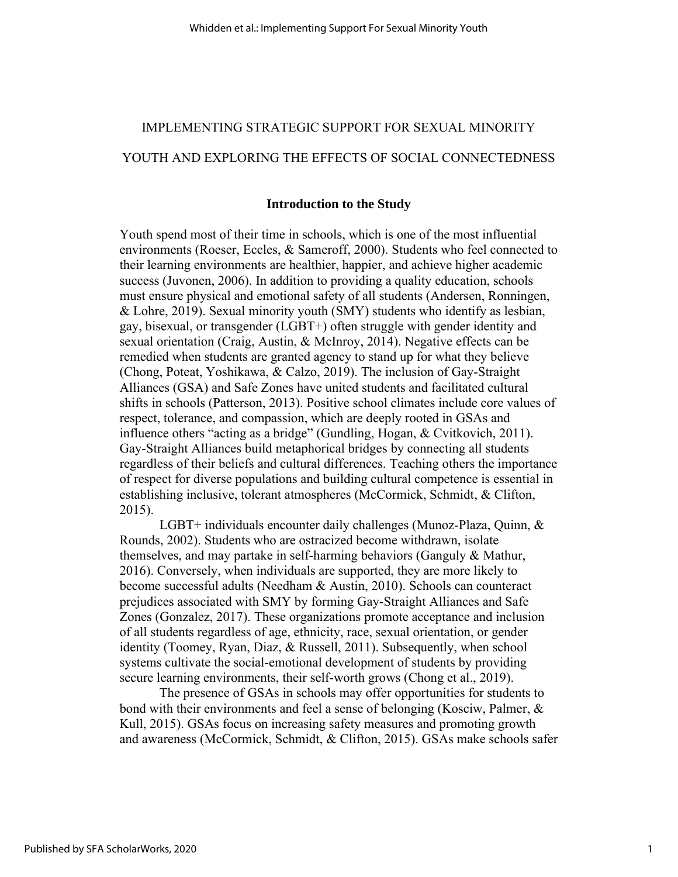# IMPLEMENTING STRATEGIC SUPPORT FOR SEXUAL MINORITY YOUTH AND EXPLORING THE EFFECTS OF SOCIAL CONNECTEDNESS

## Introduction to the Study

Youth spend most of their time in schools, which is one of the most influential environments (Roeser, Eccles, & Sameroff, 2000). Students who feel connected to their learning environments are healthier, happier, and achieve higher academic success (Juvonen, 2006). In addition to providing a quality education, schools must ensure physical and emotional safety of all students (Andersen, Ronningen, & Lohre, 2019). Sexual minority youth (SMY) students who identify as lesbian, gay, bisexual, or transgender (LGBT+) often struggle with gender identity and sexual orientation (Craig, Austin, & McInroy, 2014). Negative effects can be remedied when students are granted agency to stand up for what they believe (Chong, Poteat, Yoshikawa, & Calzo, 2019). The inclusion of Gay-Straight Alliances (GSA) and Safe Zones have united students and facilitated cultural shifts in schools (Patterson, 2013). Positive school climates include core values of respect, tolerance, and compassion, which are deeply rooted in GSAs and influence others "acting as a bridge" (Gundling, Hogan, & Cvitkovich, 2011). Gay-Straight Alliances build metaphorical bridges by connecting all students regardless of their beliefs and cultural differences. Teaching others the importance of respect for diverse populations and building cultural competence is essential in establishing inclusive, tolerant atmospheres (McCormick, Schmidt, & Clifton, 2015).

LGBT+ individuals encounter daily challenges (Munoz-Plaza, Quinn, & Rounds, 2002). Students who are ostracized become withdrawn, isolate themselves, and may partake in self-harming behaviors (Ganguly & Mathur, 2016). Conversely, when individuals are supported, they are more likely to become successful adults (Needham & Austin, 2010). Schools can counteract prejudices associated with SMY by forming Gay-Straight Alliances and Safe Zones (Gonzalez, 2017). These organizations promote acceptance and inclusion of all students regardless of age, ethnicity, race, sexual orientation, or gender identity (Toomey, Ryan, Diaz, & Russell, 2011). Subsequently, when school systems cultivate the social-emotional development of students by providing secure learning environments, their self-worth grows (Chong et al., 2019).

The presence of GSAs in schools may offer opportunities for students to bond with their environments and feel a sense of belonging (Kosciw, Palmer, & Kull, 2015). GSAs focus on increasing safety measures and promoting growth and awareness (McCormick, Schmidt, & Clifton, 2015). GSAs make schools safer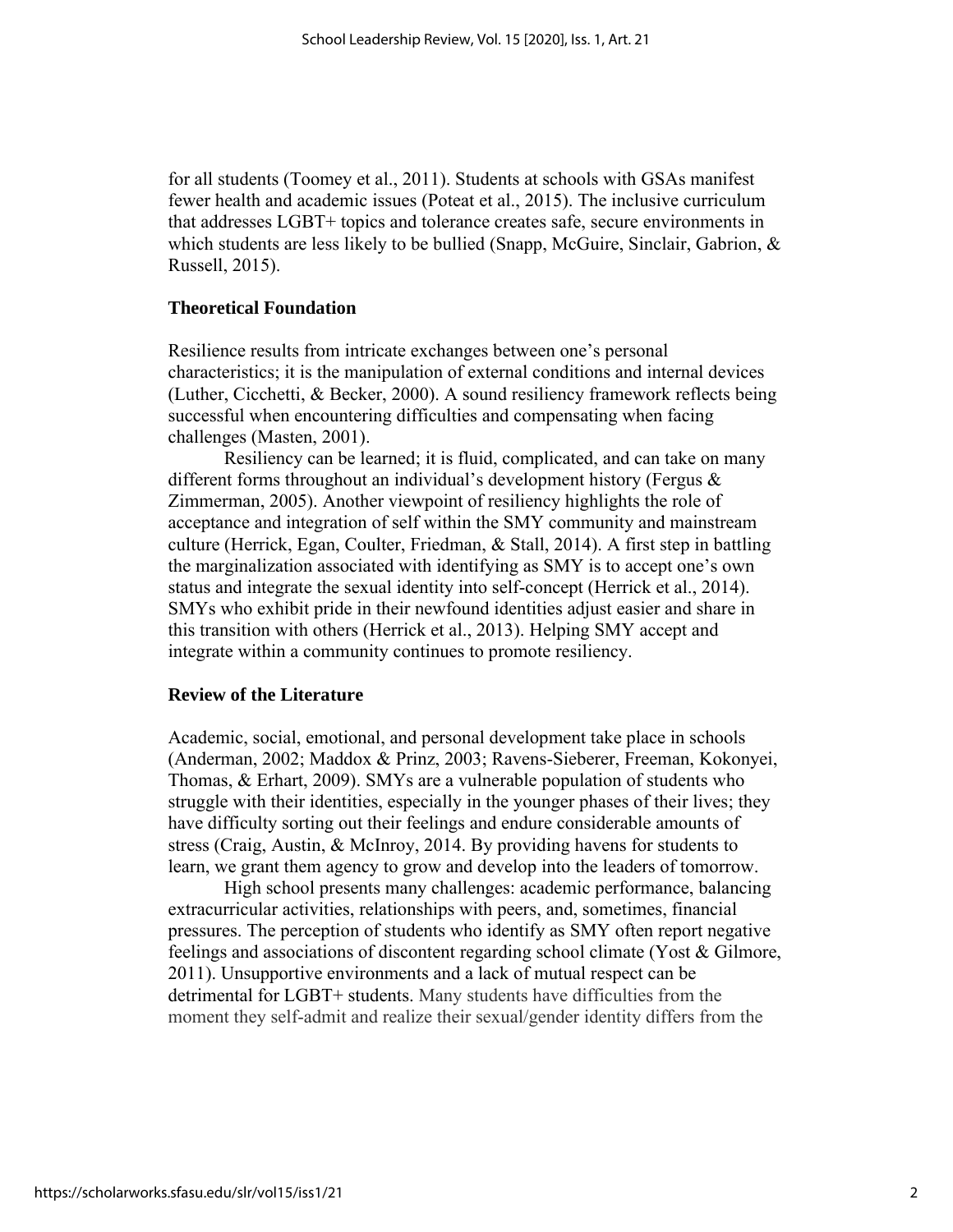for all students (Toomey et al., 2011). Students at schools with GSAs manifest fewer health and academic issues (Poteat et al., 2015). The inclusive curriculum that addresses LGBT+ topics and tolerance creates safe, secure environments in which students are less likely to be bullied (Snapp, McGuire, Sinclair, Gabrion, & Russell, 2015).

## Theoretical Foundation

Resilience results from intricate exchanges between one's personal characteristics; it is the manipulation of external conditions and internal devices (Luther, Cicchetti, & Becker, 2000). A sound resiliency framework reflects being successful when encountering difficulties and compensating when facing challenges (Masten, 2001).

Resiliency can be learned; it is fluid, complicated, and can take on many different forms throughout an individual's development history (Fergus & Zimmerman, 2005). Another viewpoint of resiliency highlights the role of acceptance and integration of self within the SMY community and mainstream culture (Herrick, Egan, Coulter, Friedman, & Stall, 2014). A first step in battling the marginalization associated with identifying as SMY is to accept one's own status and integrate the sexual identity into self-concept (Herrick et al., 2014). SMYs who exhibit pride in their newfound identities adjust easier and share in this transition with others (Herrick et al., 2013). Helping SMY accept and integrate within a community continues to promote resiliency.

## Review of the Literature

Academic, social, emotional, and personal development take place in schools (Anderman, 2002; Maddox & Prinz, 2003; Ravens-Sieberer, Freeman, Kokonyei, Thomas, & Erhart, 2009). SMYs are a vulnerable population of students who struggle with their identities, especially in the younger phases of their lives; they have difficulty sorting out their feelings and endure considerable amounts of stress (Craig, Austin, & McInroy, 2014. By providing havens for students to learn, we grant them agency to grow and develop into the leaders of tomorrow.

High school presents many challenges: academic performance, balancing extracurricular activities, relationships with peers, and, sometimes, financial pressures. The perception of students who identify as SMY often report negative feelings and associations of discontent regarding school climate (Yost & Gilmore, 2011). Unsupportive environments and a lack of mutual respect can be detrimental for LGBT+ students. Many students have difficulties from the moment they self-admit and realize their sexual/gender identity differs from the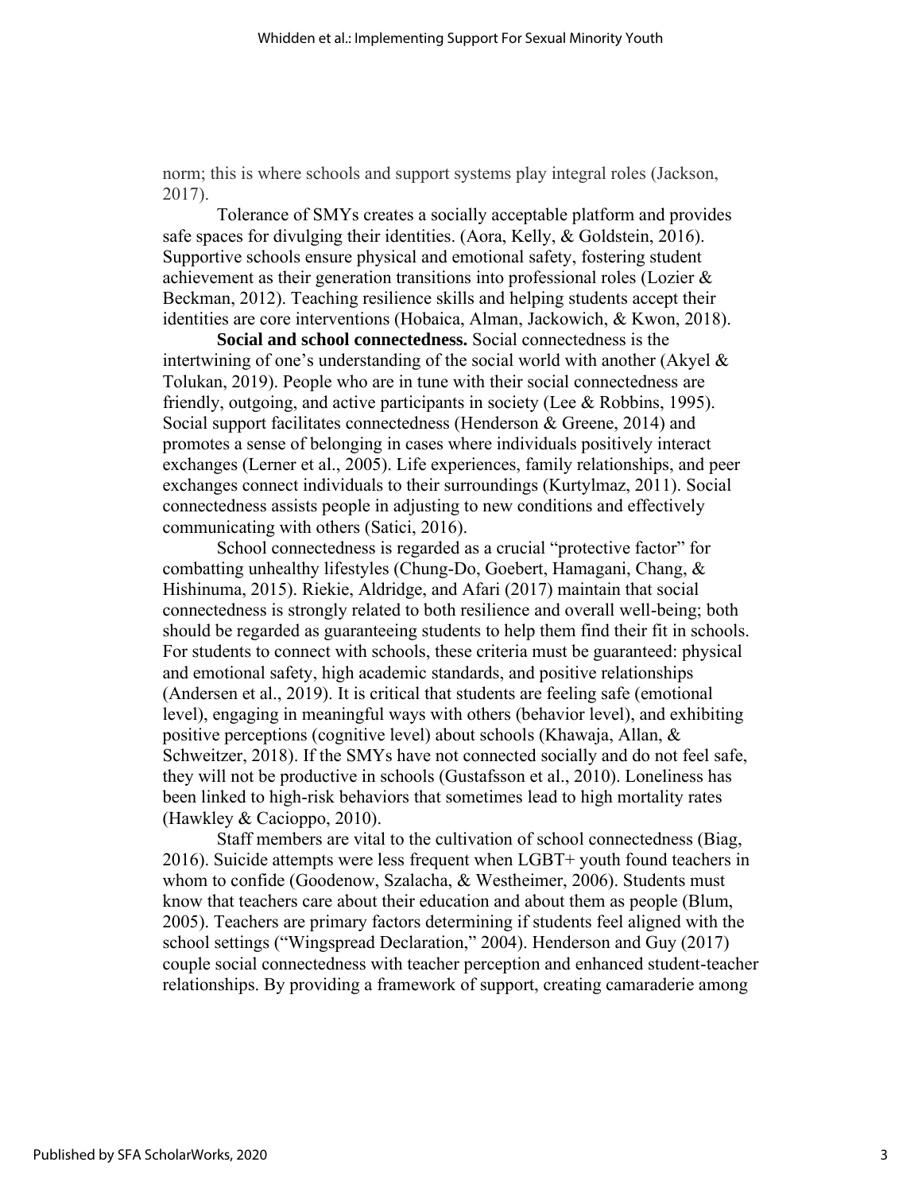norm; this is where schools and support systems play integral roles (Jackson, 2017).

Tolerance of SMYs creates a socially acceptable platform and provides safe spaces for divulging their identities. (Aora, Kelly, & Goldstein, 2016). Supportive schools ensure physical and emotional safety, fostering student achievement as their generation transitions into professional roles (Lozier & Beckman, 2012). Teaching resilience skills and helping students accept their identities are core interventions (Hobaica, Alman, Jackowich, & Kwon, 2018).

**Social and school connectedness.** Social connectedness is the intertwining of one's understanding of the social world with another (Akyel & Tolukan, 2019). People who are in tune with their social connectedness are friendly, outgoing, and active participants in society (Lee & Robbins, 1995). Social support facilitates connectedness (Henderson & Greene, 2014) and promotes a sense of belonging in cases where individuals positively interact exchanges (Lerner et al., 2005). Life experiences, family relationships, and peer exchanges connect individuals to their surroundings (Kurtylmaz, 2011). Social connectedness assists people in adjusting to new conditions and effectively communicating with others (Satici, 2016).

School connectedness is regarded as a crucial "protective factor" for combatting unhealthy lifestyles (Chung-Do, Goebert, Hamagani, Chang, & Hishinuma, 2015). Riekie, Aldridge, and Afari (2017) maintain that social connectedness is strongly related to both resilience and overall well-being; both should be regarded as guaranteeing students to help them find their fit in schools. For students to connect with schools, these criteria must be guaranteed: physical and emotional safety, high academic standards, and positive relationships (Andersen et al., 2019). It is critical that students are feeling safe (emotional level), engaging in meaningful ways with others (behavior level), and exhibiting positive perceptions (cognitive level) about schools (Khawaja, Allan, & Schweitzer, 2018). If the SMYs have not connected socially and do not feel safe, they will not be productive in schools (Gustafsson et al., 2010). Loneliness has been linked to high-risk behaviors that sometimes lead to high mortality rates (Hawkley & Cacioppo, 2010).

Staff members are vital to the cultivation of school connectedness (Biag, 2016). Suicide attempts were less frequent when LGBT+ youth found teachers in whom to confide (Goodenow, Szalacha, & Westheimer, 2006). Students must know that teachers care about their education and about them as people (Blum, 2005). Teachers are primary factors determining if students feel aligned with the school settings ("Wingspread Declaration," 2004). Henderson and Guy (2017) couple social connectedness with teacher perception and enhanced student-teacher relationships. By providing a framework of support, creating camaraderie among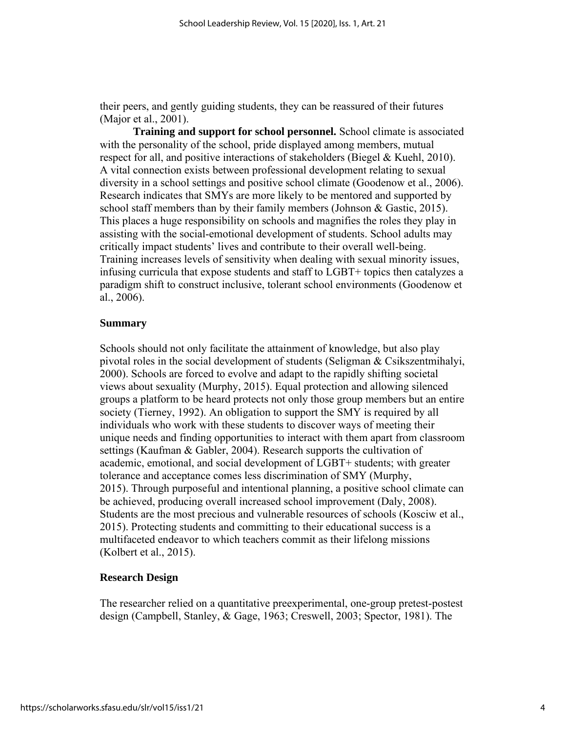their peers, and gently guiding students, they can be reassured of their futures (Major et al., 2001).

**Training and support for school personnel.** School climate is associated with the personality of the school, pride displayed among members, mutual respect for all, and positive interactions of stakeholders (Biegel & Kuehl, 2010). A vital connection exists between professional development relating to sexual diversity in a school settings and positive school climate (Goodenow et al., 2006). Research indicates that SMYs are more likely to be mentored and supported by school staff members than by their family members (Johnson & Gastic, 2015). This places a huge responsibility on schools and magnifies the roles they play in assisting with the social-emotional development of students. School adults may critically impact students' lives and contribute to their overall well-being. Training increases levels of sensitivity when dealing with sexual minority issues, infusing curricula that expose students and staff to LGBT+ topics then catalyzes a paradigm shift to construct inclusive, tolerant school environments (Goodenow et al., 2006).

## Summary

Schools should not only facilitate the attainment of knowledge, but also play pivotal roles in the social development of students (Seligman & Csikszentmihalyi, 2000). Schools are forced to evolve and adapt to the rapidly shifting societal views about sexuality (Murphy, 2015). Equal protection and allowing silenced groups a platform to be heard protects not only those group members but an entire society (Tierney, 1992). An obligation to support the SMY is required by all individuals who work with these students to discover ways of meeting their unique needs and finding opportunities to interact with them apart from classroom settings (Kaufman & Gabler, 2004). Research supports the cultivation of academic, emotional, and social development of LGBT+ students; with greater tolerance and acceptance comes less discrimination of SMY (Murphy, 2015). Through purposeful and intentional planning, a positive school climate can be achieved, producing overall increased school improvement (Daly, 2008). Students are the most precious and vulnerable resources of schools (Kosciw et al., 2015). Protecting students and committing to their educational success is a multifaceted endeavor to which teachers commit as their lifelong missions (Kolbert et al., 2015).

## Research Design

The researcher relied on a quantitative preexperimental, one-group pretest-postest design (Campbell, Stanley, & Gage, 1963; Creswell, 2003; Spector, 1981). The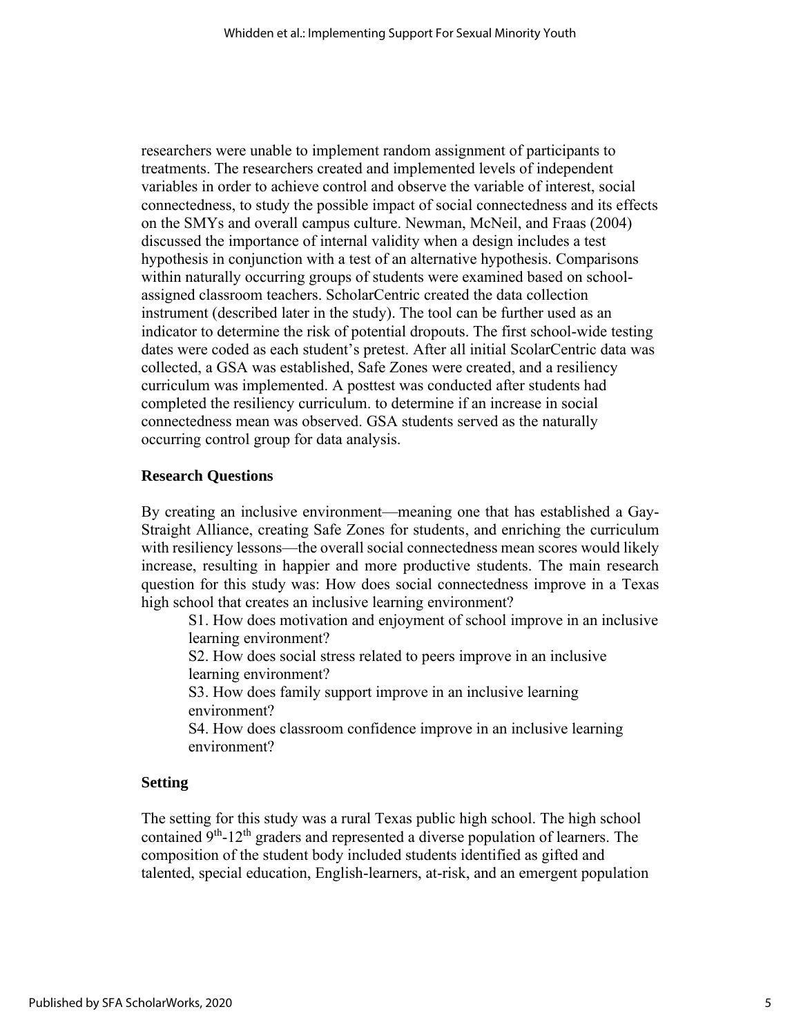researchers were unable to implement random assignment of participants to treatments. The researchers created and implemented levels of independent variables in order to achieve control and observe the variable of interest, social connectedness, to study the possible impact of social connectedness and its effects on the SMYs and overall campus culture. Newman, McNeil, and Fraas (2004) discussed the importance of internal validity when a design includes a test hypothesis in conjunction with a test of an alternative hypothesis. Comparisons within naturally occurring groups of students were examined based on school-assigned classroom teachers. ScholarCentric created the data collection instrument (described later in the study). The tool can be further used as an indicator to determine the risk of potential dropouts. The first school-wide testing dates were coded as each student's pretest. After all initial ScolarCentric data was collected, a GSA was established, Safe Zones were created, and a resiliency curriculum was implemented. A posttest was conducted after students had completed the resiliency curriculum. to determine if an increase in social connectedness mean was observed. GSA students served as the naturally occurring control group for data analysis.

### Research Questions

By creating an inclusive environment—meaning one that has established a Gay-Straight Alliance, creating Safe Zones for students, and enriching the curriculum with resiliency lessons—the overall social connectedness mean scores would likely increase, resulting in happier and more productive students. The main research question for this study was: How does social connectedness improve in a Texas high school that creates an inclusive learning environment?

S1. How does motivation and enjoyment of school improve in an inclusive learning environment?

S2. How does social stress related to peers improve in an inclusive learning environment?

S3. How does family support improve in an inclusive learning environment?

S4. How does classroom confidence improve in an inclusive learning environment?

### Setting

The setting for this study was a rural Texas public high school. The high school contained 9th-12th graders and represented a diverse population of learners. The composition of the student body included students identified as gifted and talented, special education, English-learners, at-risk, and an emergent population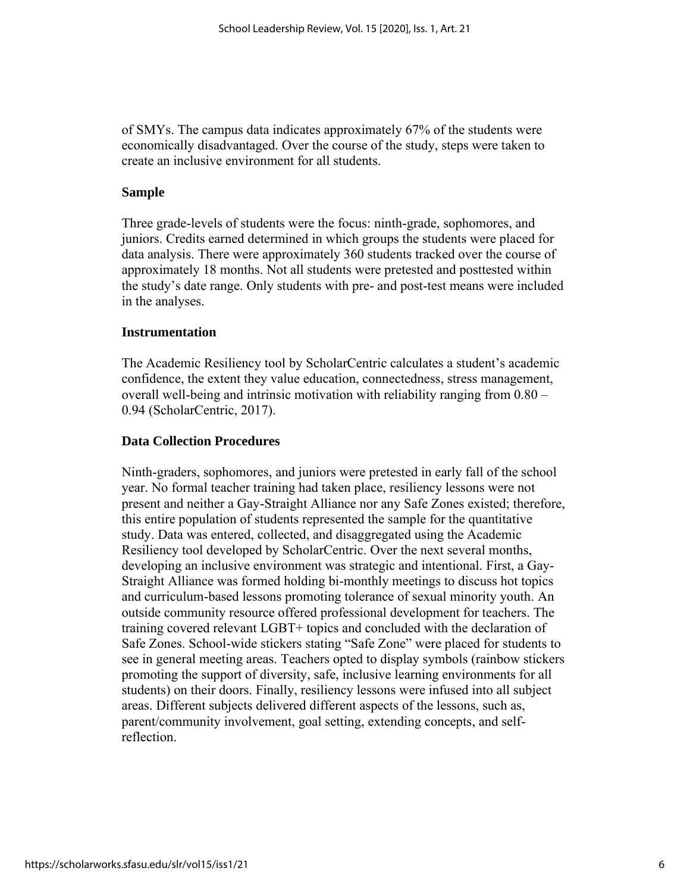of SMYs. The campus data indicates approximately 67% of the students were economically disadvantaged. Over the course of the study, steps were taken to create an inclusive environment for all students.

### Sample

Three grade-levels of students were the focus: ninth-grade, sophomores, and juniors. Credits earned determined in which groups the students were placed for data analysis. There were approximately 360 students tracked over the course of approximately 18 months. Not all students were pretested and posttested within the study's date range. Only students with pre- and post-test means were included in the analyses.

### Instrumentation

The Academic Resiliency tool by ScholarCentric calculates a student's academic confidence, the extent they value education, connectedness, stress management, overall well-being and intrinsic motivation with reliability ranging from 0.80 – 0.94 (ScholarCentric, 2017).

### Data Collection Procedures

Ninth-graders, sophomores, and juniors were pretested in early fall of the school year. No formal teacher training had taken place, resiliency lessons were not present and neither a Gay-Straight Alliance nor any Safe Zones existed; therefore, this entire population of students represented the sample for the quantitative study. Data was entered, collected, and disaggregated using the Academic Resiliency tool developed by ScholarCentric. Over the next several months, developing an inclusive environment was strategic and intentional. First, a Gay-Straight Alliance was formed holding bi-monthly meetings to discuss hot topics and curriculum-based lessons promoting tolerance of sexual minority youth. An outside community resource offered professional development for teachers. The training covered relevant LGBT+ topics and concluded with the declaration of Safe Zones. School-wide stickers stating "Safe Zone" were placed for students to see in general meeting areas. Teachers opted to display symbols (rainbow stickers promoting the support of diversity, safe, inclusive learning environments for all students) on their doors. Finally, resiliency lessons were infused into all subject areas. Different subjects delivered different aspects of the lessons, such as, parent/community involvement, goal setting, extending concepts, and self-reflection.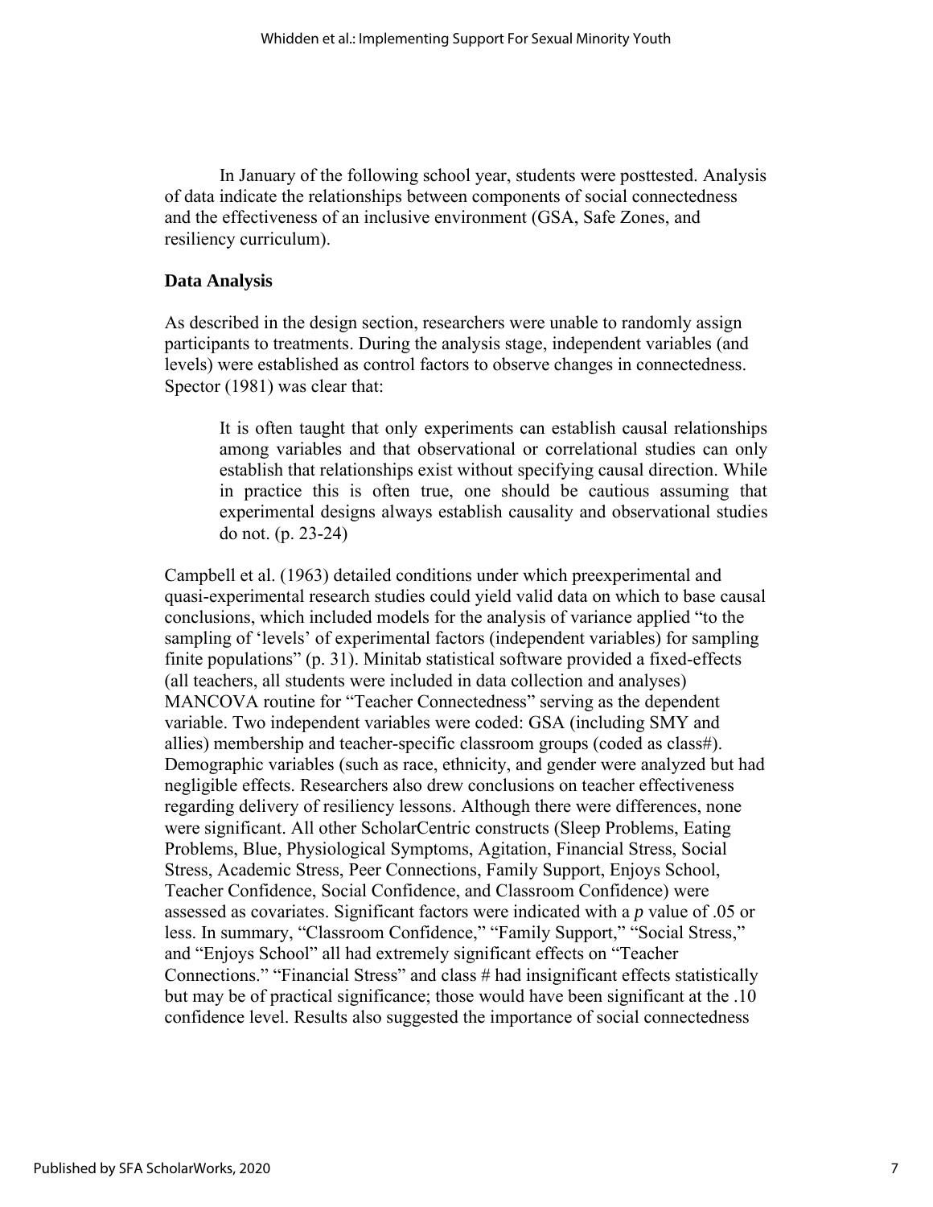In January of the following school year, students were posttested. Analysis of data indicate the relationships between components of social connectedness and the effectiveness of an inclusive environment (GSA, Safe Zones, and resiliency curriculum).

### Data Analysis

As described in the design section, researchers were unable to randomly assign participants to treatments. During the analysis stage, independent variables (and levels) were established as control factors to observe changes in connectedness. Spector (1981) was clear that:

> It is often taught that only experiments can establish causal relationships among variables and that observational or correlational studies can only establish that relationships exist without specifying causal direction. While in practice this is often true, one should be cautious assuming that experimental designs always establish causality and observational studies do not. (p. 23-24)

Campbell et al. (1963) detailed conditions under which preexperimental and quasi-experimental research studies could yield valid data on which to base causal conclusions, which included models for the analysis of variance applied "to the sampling of 'levels' of experimental factors (independent variables) for sampling finite populations" (p. 31). Minitab statistical software provided a fixed-effects (all teachers, all students were included in data collection and analyses) MANCOVA routine for "Teacher Connectedness" serving as the dependent variable. Two independent variables were coded: GSA (including SMY and allies) membership and teacher-specific classroom groups (coded as class#). Demographic variables (such as race, ethnicity, and gender were analyzed but had negligible effects. Researchers also drew conclusions on teacher effectiveness regarding delivery of resiliency lessons. Although there were differences, none were significant. All other ScholarCentric constructs (Sleep Problems, Eating Problems, Blue, Physiological Symptoms, Agitation, Financial Stress, Social Stress, Academic Stress, Peer Connections, Family Support, Enjoys School, Teacher Confidence, Social Confidence, and Classroom Confidence) were assessed as covariates. Significant factors were indicated with a *p* value of .05 or less. In summary, "Classroom Confidence," "Family Support," "Social Stress," and "Enjoys School" all had extremely significant effects on "Teacher Connections." "Financial Stress" and class # had insignificant effects statistically but may be of practical significance; those would have been significant at the .10 confidence level. Results also suggested the importance of social connectedness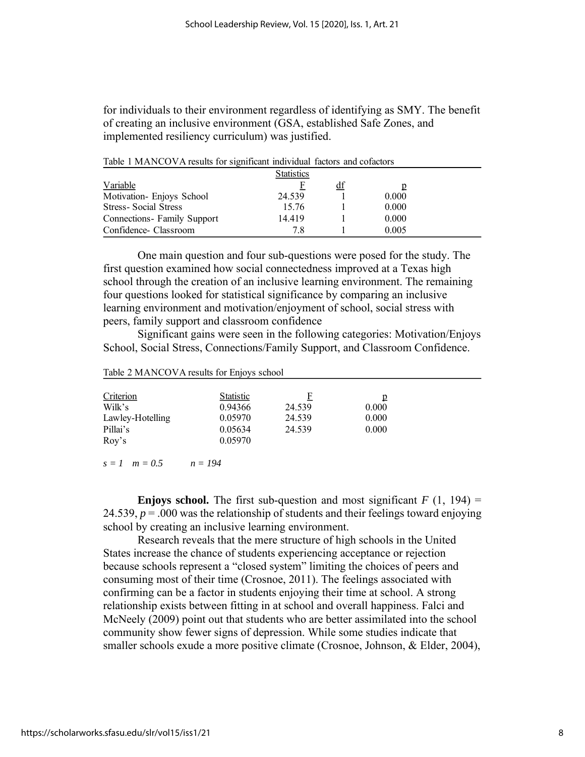for individuals to their environment regardless of identifying as SMY. The benefit of creating an inclusive environment (GSA, established Safe Zones, and implemented resiliency curriculum) was justified.

Table 1 MANCOVA results for significant individual factors and cofactors

| | Statistics | | |
|---|---|---|---|
| Variable | F | df | p |
| Motivation- Enjoys School | 24.539 | 1 | 0.000 |
| Stress- Social Stress | 15.76 | 1 | 0.000 |
| Connections- Family Support | 14.419 | 1 | 0.000 |
| Confidence- Classroom | 7.8 | 1 | 0.005 |

One main question and four sub-questions were posed for the study. The first question examined how social connectedness improved at a Texas high school through the creation of an inclusive learning environment. The remaining four questions looked for statistical significance by comparing an inclusive learning environment and motivation/enjoyment of school, social stress with peers, family support and classroom confidence

Significant gains were seen in the following categories: Motivation/Enjoys School, Social Stress, Connections/Family Support, and Classroom Confidence.

Table 2 MANCOVA results for Enjoys school

| Criterion | Statistic | F | p |
|---|---|---|---|
| Wilk's | 0.94366 | 24.539 | 0.000 |
| Lawley-Hotelling | 0.05970 | 24.539 | 0.000 |
| Pillai's | 0.05634 | 24.539 | 0.000 |
| Roy's | 0.05970 | | |

$s = 1 \quad m = 0.5 \qquad n = 194$

**Enjoys school.** The first sub-question and most significant $F(1, 194) = 24.539$, $p = .000$ was the relationship of students and their feelings toward enjoying school by creating an inclusive learning environment.

Research reveals that the mere structure of high schools in the United States increase the chance of students experiencing acceptance or rejection because schools represent a "closed system" limiting the choices of peers and consuming most of their time (Crosnoe, 2011). The feelings associated with confirming can be a factor in students enjoying their time at school. A strong relationship exists between fitting in at school and overall happiness. Falci and McNeely (2009) point out that students who are better assimilated into the school community show fewer signs of depression. While some studies indicate that smaller schools exude a more positive climate (Crosnoe, Johnson, & Elder, 2004),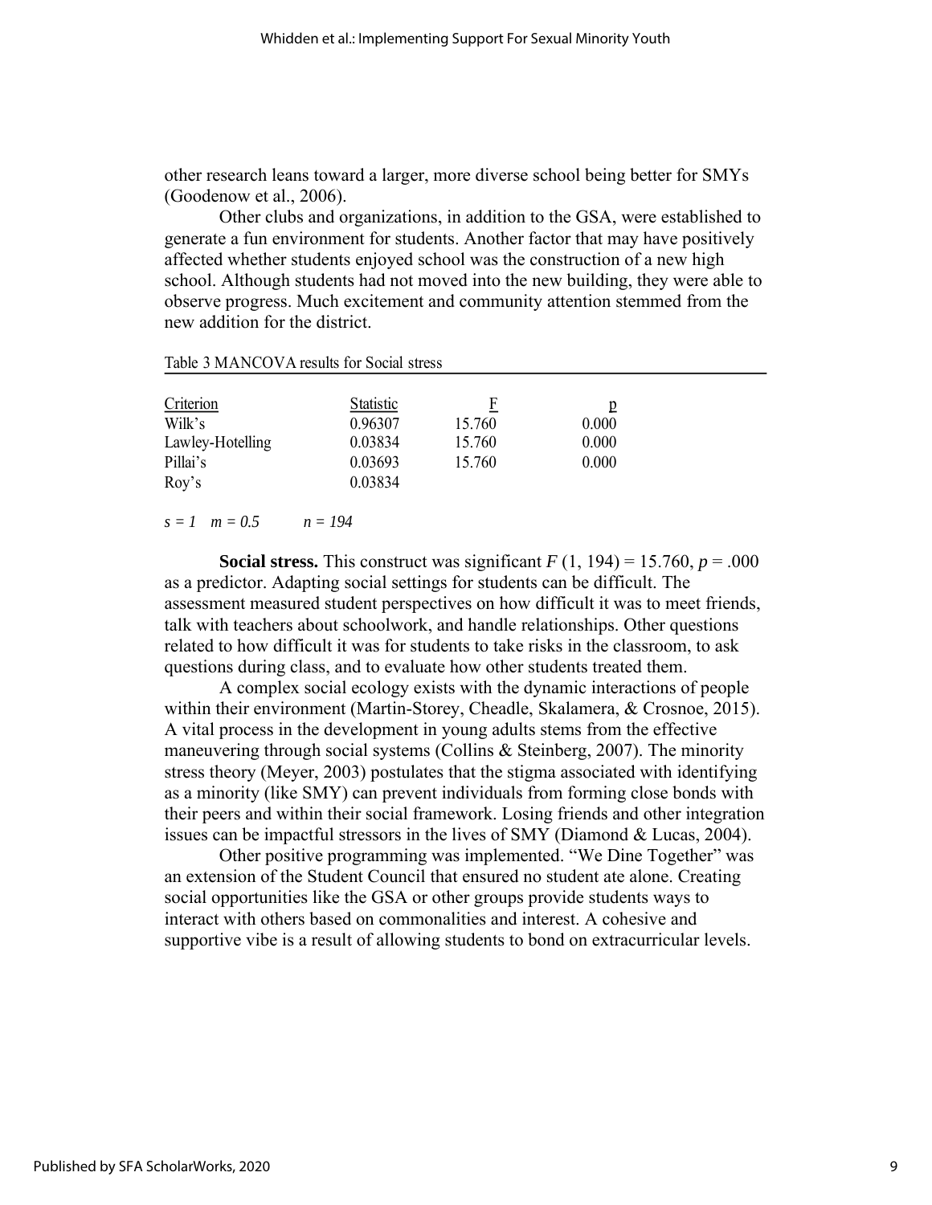other research leans toward a larger, more diverse school being better for SMYs (Goodenow et al., 2006).

Other clubs and organizations, in addition to the GSA, were established to generate a fun environment for students. Another factor that may have positively affected whether students enjoyed school was the construction of a new high school. Although students had not moved into the new building, they were able to observe progress. Much excitement and community attention stemmed from the new addition for the district.

Table 3 MANCOVA results for Social stress

| Criterion | Statistic | F | p |
|---|---|---|---|
| Wilk's | 0.96307 | 15.760 | 0.000 |
| Lawley-Hotelling | 0.03834 | 15.760 | 0.000 |
| Pillai's | 0.03693 | 15.760 | 0.000 |
| Roy's | 0.03834 | | |

$s = 1 \quad m = 0.5 \qquad n = 194$

**Social stress.** This construct was significant $F\ (1, 194) = 15.760$, $p = .000$ as a predictor. Adapting social settings for students can be difficult. The assessment measured student perspectives on how difficult it was to meet friends, talk with teachers about schoolwork, and handle relationships. Other questions related to how difficult it was for students to take risks in the classroom, to ask questions during class, and to evaluate how other students treated them.

A complex social ecology exists with the dynamic interactions of people within their environment (Martin-Storey, Cheadle, Skalamera, & Crosnoe, 2015). A vital process in the development in young adults stems from the effective maneuvering through social systems (Collins & Steinberg, 2007). The minority stress theory (Meyer, 2003) postulates that the stigma associated with identifying as a minority (like SMY) can prevent individuals from forming close bonds with their peers and within their social framework. Losing friends and other integration issues can be impactful stressors in the lives of SMY (Diamond & Lucas, 2004).

Other positive programming was implemented. "We Dine Together" was an extension of the Student Council that ensured no student ate alone. Creating social opportunities like the GSA or other groups provide students ways to interact with others based on commonalities and interest. A cohesive and supportive vibe is a result of allowing students to bond on extracurricular levels.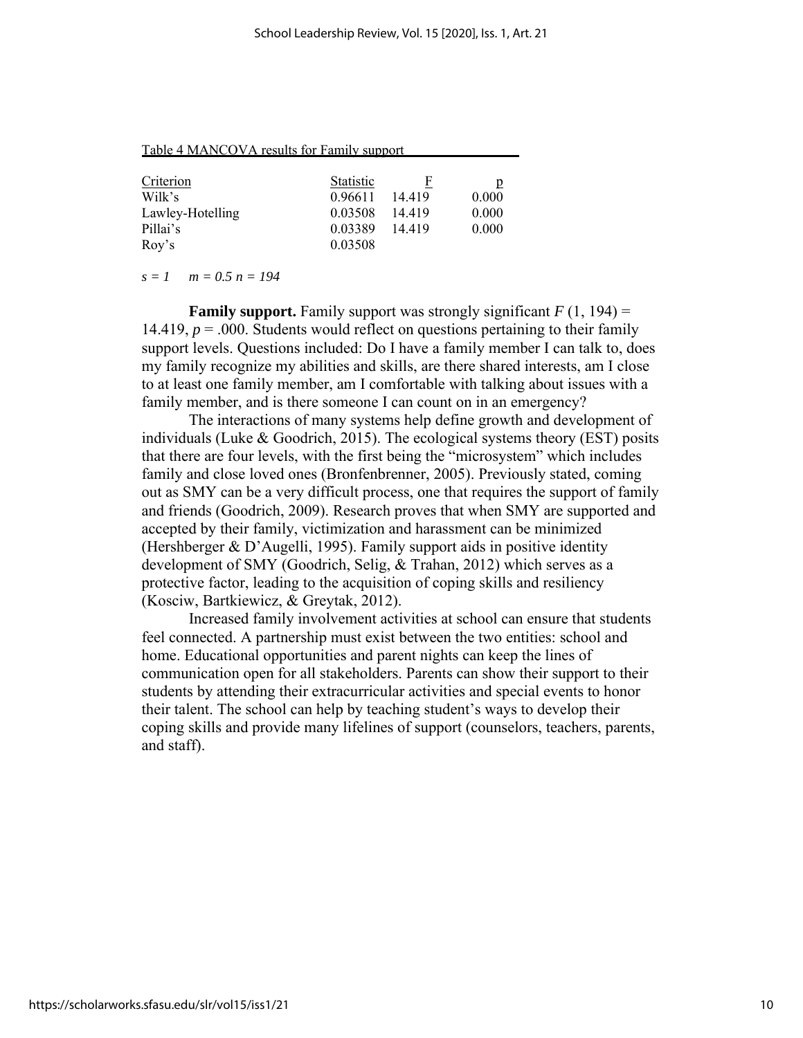Table 4 MANCOVA results for Family support

| Criterion | Statistic | F | p |
|---|---|---|---|
| Wilk's | 0.96611 | 14.419 | 0.000 |
| Lawley-Hotelling | 0.03508 | 14.419 | 0.000 |
| Pillai's | 0.03389 | 14.419 | 0.000 |
| Roy's | 0.03508 | | |

*s = 1 m = 0.5 n = 194*

**Family support.** Family support was strongly significant $F$ (1, 194) = 14.419, $p$ = .000. Students would reflect on questions pertaining to their family support levels. Questions included: Do I have a family member I can talk to, does my family recognize my abilities and skills, are there shared interests, am I close to at least one family member, am I comfortable with talking about issues with a family member, and is there someone I can count on in an emergency?

The interactions of many systems help define growth and development of individuals (Luke & Goodrich, 2015). The ecological systems theory (EST) posits that there are four levels, with the first being the "microsystem" which includes family and close loved ones (Bronfenbrenner, 2005). Previously stated, coming out as SMY can be a very difficult process, one that requires the support of family and friends (Goodrich, 2009). Research proves that when SMY are supported and accepted by their family, victimization and harassment can be minimized (Hershberger & D'Augelli, 1995). Family support aids in positive identity development of SMY (Goodrich, Selig, & Trahan, 2012) which serves as a protective factor, leading to the acquisition of coping skills and resiliency (Kosciw, Bartkiewicz, & Greytak, 2012).

Increased family involvement activities at school can ensure that students feel connected. A partnership must exist between the two entities: school and home. Educational opportunities and parent nights can keep the lines of communication open for all stakeholders. Parents can show their support to their students by attending their extracurricular activities and special events to honor their talent. The school can help by teaching student's ways to develop their coping skills and provide many lifelines of support (counselors, teachers, parents, and staff).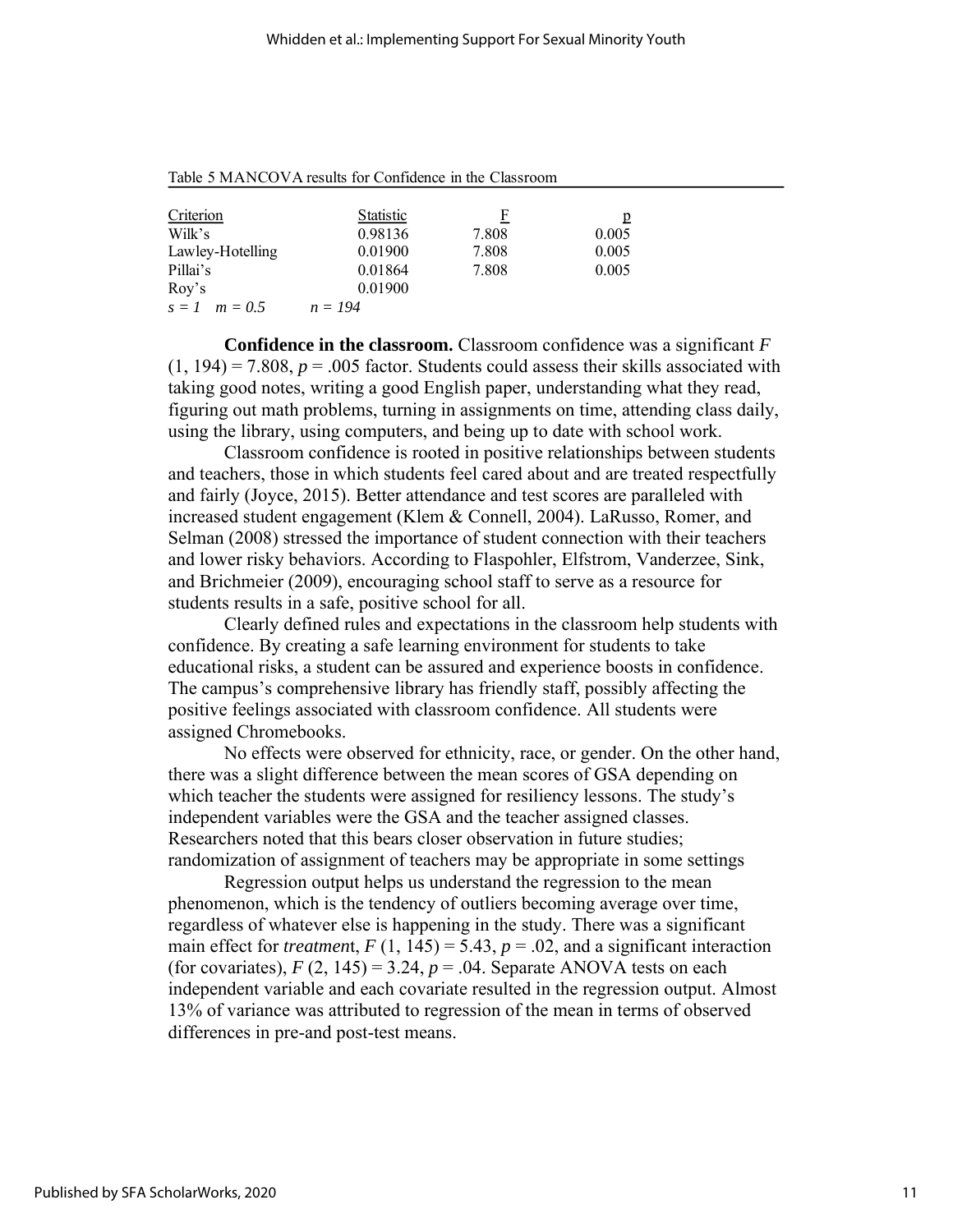Table 5 MANCOVA results for Confidence in the Classroom

| Criterion | Statistic | F | p |
|---|---|---|---|
| Wilk's | 0.98136 | 7.808 | 0.005 |
| Lawley-Hotelling | 0.01900 | 7.808 | 0.005 |
| Pillai's | 0.01864 | 7.808 | 0.005 |
| Roy's | 0.01900 | | |
| *s = 1   m = 0.5* | *n = 194* | | |

**Confidence in the classroom.** Classroom confidence was a significant $F$ $(1, 194) = 7.808$, $p = .005$ factor. Students could assess their skills associated with taking good notes, writing a good English paper, understanding what they read, figuring out math problems, turning in assignments on time, attending class daily, using the library, using computers, and being up to date with school work.

Classroom confidence is rooted in positive relationships between students and teachers, those in which students feel cared about and are treated respectfully and fairly (Joyce, 2015). Better attendance and test scores are paralleled with increased student engagement (Klem & Connell, 2004). LaRusso, Romer, and Selman (2008) stressed the importance of student connection with their teachers and lower risky behaviors. According to Flaspohler, Elfstrom, Vanderzee, Sink, and Brichmeier (2009), encouraging school staff to serve as a resource for students results in a safe, positive school for all.

Clearly defined rules and expectations in the classroom help students with confidence. By creating a safe learning environment for students to take educational risks, a student can be assured and experience boosts in confidence. The campus's comprehensive library has friendly staff, possibly affecting the positive feelings associated with classroom confidence. All students were assigned Chromebooks.

No effects were observed for ethnicity, race, or gender. On the other hand, there was a slight difference between the mean scores of GSA depending on which teacher the students were assigned for resiliency lessons. The study's independent variables were the GSA and the teacher assigned classes. Researchers noted that this bears closer observation in future studies; randomization of assignment of teachers may be appropriate in some settings

Regression output helps us understand the regression to the mean phenomenon, which is the tendency of outliers becoming average over time, regardless of whatever else is happening in the study. There was a significant main effect for *treatment*, $F(1, 145) = 5.43$, $p = .02$, and a significant interaction (for covariates), $F(2, 145) = 3.24$, $p = .04$. Separate ANOVA tests on each independent variable and each covariate resulted in the regression output. Almost 13% of variance was attributed to regression of the mean in terms of observed differences in pre-and post-test means.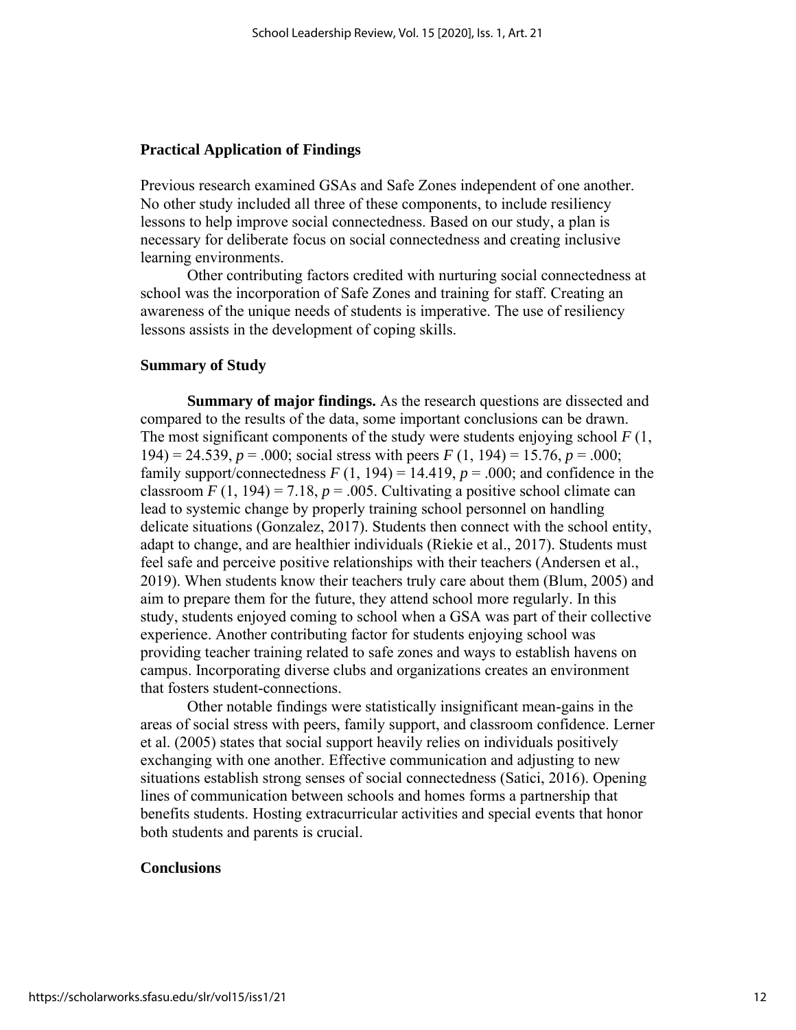## Practical Application of Findings

Previous research examined GSAs and Safe Zones independent of one another. No other study included all three of these components, to include resiliency lessons to help improve social connectedness. Based on our study, a plan is necessary for deliberate focus on social connectedness and creating inclusive learning environments.

Other contributing factors credited with nurturing social connectedness at school was the incorporation of Safe Zones and training for staff. Creating an awareness of the unique needs of students is imperative. The use of resiliency lessons assists in the development of coping skills.

## Summary of Study

**Summary of major findings.** As the research questions are dissected and compared to the results of the data, some important conclusions can be drawn. The most significant components of the study were students enjoying school $F$ (1, 194) = 24.539, $p$ = .000; social stress with peers $F$ (1, 194) = 15.76, $p$ = .000; family support/connectedness $F$ (1, 194) = 14.419, $p$ = .000; and confidence in the classroom $F$ (1, 194) = 7.18, $p$ = .005. Cultivating a positive school climate can lead to systemic change by properly training school personnel on handling delicate situations (Gonzalez, 2017). Students then connect with the school entity, adapt to change, and are healthier individuals (Riekie et al., 2017). Students must feel safe and perceive positive relationships with their teachers (Andersen et al., 2019). When students know their teachers truly care about them (Blum, 2005) and aim to prepare them for the future, they attend school more regularly. In this study, students enjoyed coming to school when a GSA was part of their collective experience. Another contributing factor for students enjoying school was providing teacher training related to safe zones and ways to establish havens on campus. Incorporating diverse clubs and organizations creates an environment that fosters student-connections.

Other notable findings were statistically insignificant mean-gains in the areas of social stress with peers, family support, and classroom confidence. Lerner et al. (2005) states that social support heavily relies on individuals positively exchanging with one another. Effective communication and adjusting to new situations establish strong senses of social connectedness (Satici, 2016). Opening lines of communication between schools and homes forms a partnership that benefits students. Hosting extracurricular activities and special events that honor both students and parents is crucial.

## Conclusions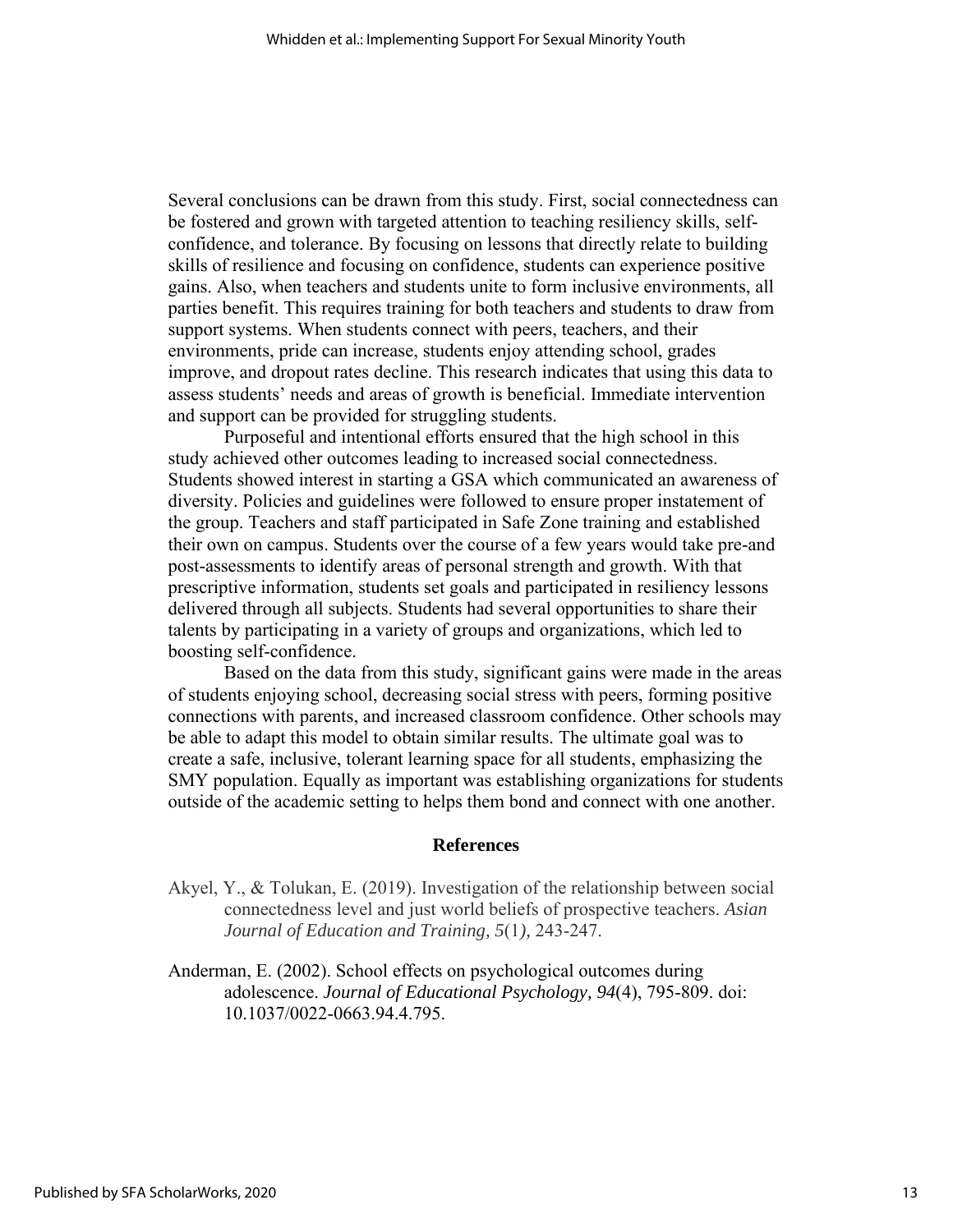Several conclusions can be drawn from this study. First, social connectedness can be fostered and grown with targeted attention to teaching resiliency skills, self-confidence, and tolerance. By focusing on lessons that directly relate to building skills of resilience and focusing on confidence, students can experience positive gains. Also, when teachers and students unite to form inclusive environments, all parties benefit. This requires training for both teachers and students to draw from support systems. When students connect with peers, teachers, and their environments, pride can increase, students enjoy attending school, grades improve, and dropout rates decline. This research indicates that using this data to assess students' needs and areas of growth is beneficial. Immediate intervention and support can be provided for struggling students.

Purposeful and intentional efforts ensured that the high school in this study achieved other outcomes leading to increased social connectedness. Students showed interest in starting a GSA which communicated an awareness of diversity. Policies and guidelines were followed to ensure proper instatement of the group. Teachers and staff participated in Safe Zone training and established their own on campus. Students over the course of a few years would take pre-and post-assessments to identify areas of personal strength and growth. With that prescriptive information, students set goals and participated in resiliency lessons delivered through all subjects. Students had several opportunities to share their talents by participating in a variety of groups and organizations, which led to boosting self-confidence.

Based on the data from this study, significant gains were made in the areas of students enjoying school, decreasing social stress with peers, forming positive connections with parents, and increased classroom confidence. Other schools may be able to adapt this model to obtain similar results. The ultimate goal was to create a safe, inclusive, tolerant learning space for all students, emphasizing the SMY population. Equally as important was establishing organizations for students outside of the academic setting to helps them bond and connect with one another.

## References

Akyel, Y., & Tolukan, E. (2019). Investigation of the relationship between social connectedness level and just world beliefs of prospective teachers. *Asian Journal of Education and Training, 5*(1*)*, 243-247.

Anderman, E. (2002). School effects on psychological outcomes during adolescence. *Journal of Educational Psychology, 94*(4), 795-809. doi: 10.1037/0022-0663.94.4.795.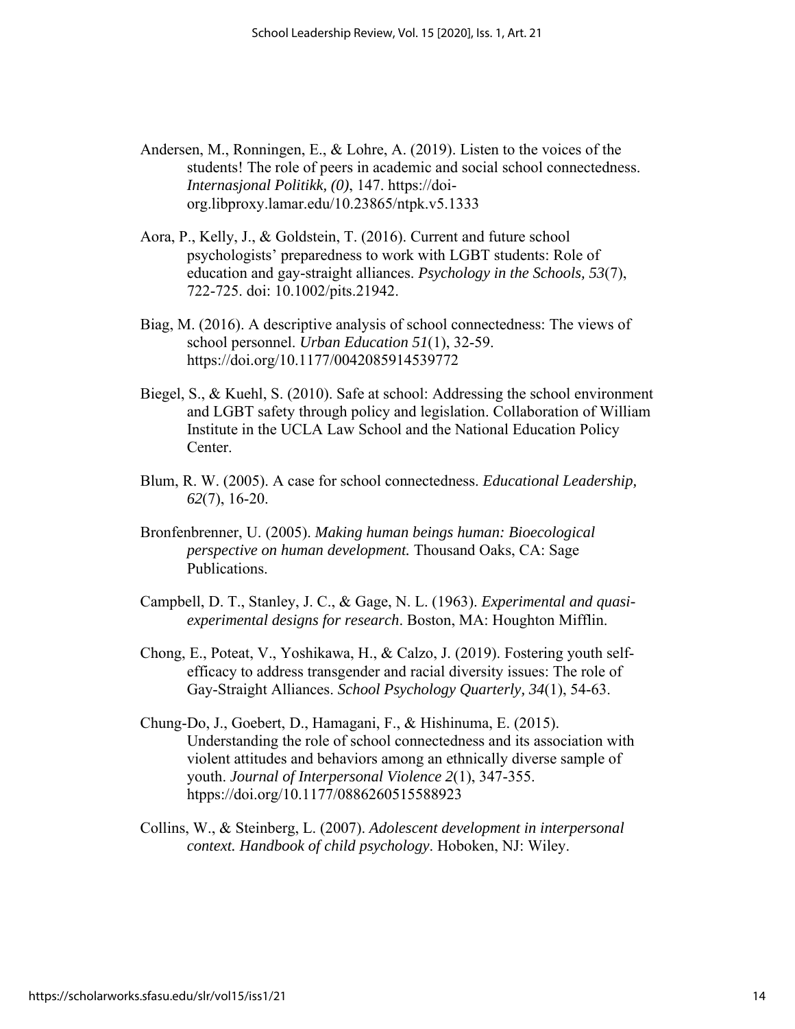Andersen, M., Ronningen, E., & Lohre, A. (2019). Listen to the voices of the students! The role of peers in academic and social school connectedness. *Internasjonal Politikk, (0)*, 147. https://doi-org.libproxy.lamar.edu/10.23865/ntpk.v5.1333

Aora, P., Kelly, J., & Goldstein, T. (2016). Current and future school psychologists' preparedness to work with LGBT students: Role of education and gay-straight alliances. *Psychology in the Schools, 53*(7), 722-725. doi: 10.1002/pits.21942.

Biag, M. (2016). A descriptive analysis of school connectedness: The views of school personnel. *Urban Education 51*(1), 32-59. https://doi.org/10.1177/0042085914539772

Biegel, S., & Kuehl, S. (2010). Safe at school: Addressing the school environment and LGBT safety through policy and legislation. Collaboration of William Institute in the UCLA Law School and the National Education Policy Center.

Blum, R. W. (2005). A case for school connectedness. *Educational Leadership, 62*(7), 16-20.

Bronfenbrenner, U. (2005). *Making human beings human: Bioecological perspective on human development.* Thousand Oaks, CA: Sage Publications.

Campbell, D. T., Stanley, J. C., & Gage, N. L. (1963). *Experimental and quasi-experimental designs for research*. Boston, MA: Houghton Mifflin.

Chong, E., Poteat, V., Yoshikawa, H., & Calzo, J. (2019). Fostering youth self-efficacy to address transgender and racial diversity issues: The role of Gay-Straight Alliances. *School Psychology Quarterly, 34*(1), 54-63.

Chung-Do, J., Goebert, D., Hamagani, F., & Hishinuma, E. (2015). Understanding the role of school connectedness and its association with violent attitudes and behaviors among an ethnically diverse sample of youth. *Journal of Interpersonal Violence 2*(1), 347-355. htpps://doi.org/10.1177/0886260515588923

Collins, W., & Steinberg, L. (2007). *Adolescent development in interpersonal context. Handbook of child psychology*. Hoboken, NJ: Wiley.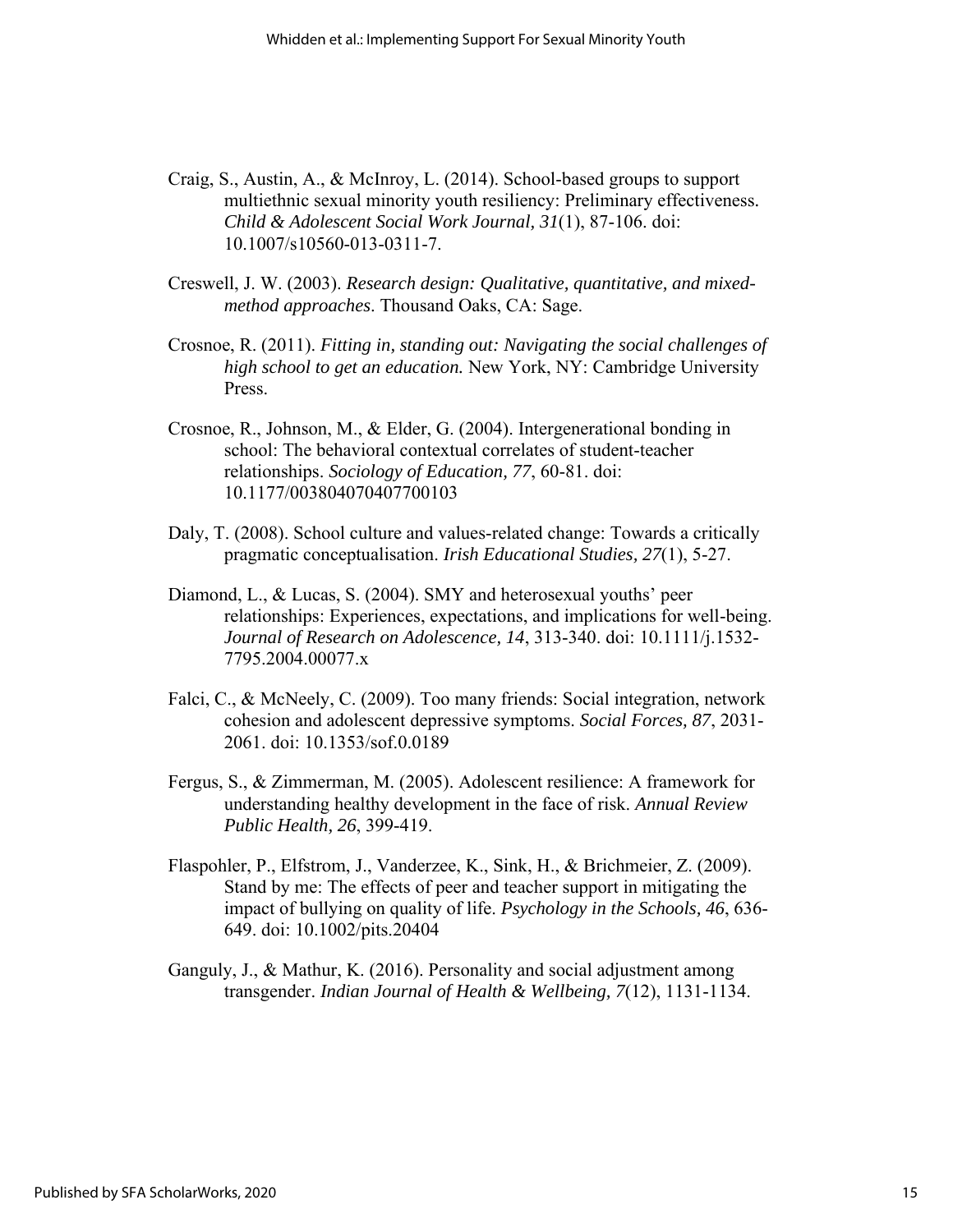Craig, S., Austin, A., & McInroy, L. (2014). School-based groups to support multiethnic sexual minority youth resiliency: Preliminary effectiveness. *Child & Adolescent Social Work Journal, 31*(1), 87-106. doi: 10.1007/s10560-013-0311-7.

Creswell, J. W. (2003). *Research design: Qualitative, quantitative, and mixed-method approaches*. Thousand Oaks, CA: Sage.

Crosnoe, R. (2011). *Fitting in, standing out: Navigating the social challenges of high school to get an education.* New York, NY: Cambridge University Press.

Crosnoe, R., Johnson, M., & Elder, G. (2004). Intergenerational bonding in school: The behavioral contextual correlates of student-teacher relationships. *Sociology of Education, 77*, 60-81. doi: 10.1177/003804070407700103

Daly, T. (2008). School culture and values-related change: Towards a critically pragmatic conceptualisation. *Irish Educational Studies, 27*(1), 5-27.

Diamond, L., & Lucas, S. (2004). SMY and heterosexual youths' peer relationships: Experiences, expectations, and implications for well-being. *Journal of Research on Adolescence, 14*, 313-340. doi: 10.1111/j.1532-7795.2004.00077.x

Falci, C., & McNeely, C. (2009). Too many friends: Social integration, network cohesion and adolescent depressive symptoms. *Social Forces, 87*, 2031-2061. doi: 10.1353/sof.0.0189

Fergus, S., & Zimmerman, M. (2005). Adolescent resilience: A framework for understanding healthy development in the face of risk. *Annual Review Public Health, 26*, 399-419.

Flaspohler, P., Elfstrom, J., Vanderzee, K., Sink, H., & Brichmeier, Z. (2009). Stand by me: The effects of peer and teacher support in mitigating the impact of bullying on quality of life. *Psychology in the Schools, 46*, 636-649. doi: 10.1002/pits.20404

Ganguly, J., & Mathur, K. (2016). Personality and social adjustment among transgender. *Indian Journal of Health & Wellbeing, 7*(12), 1131-1134.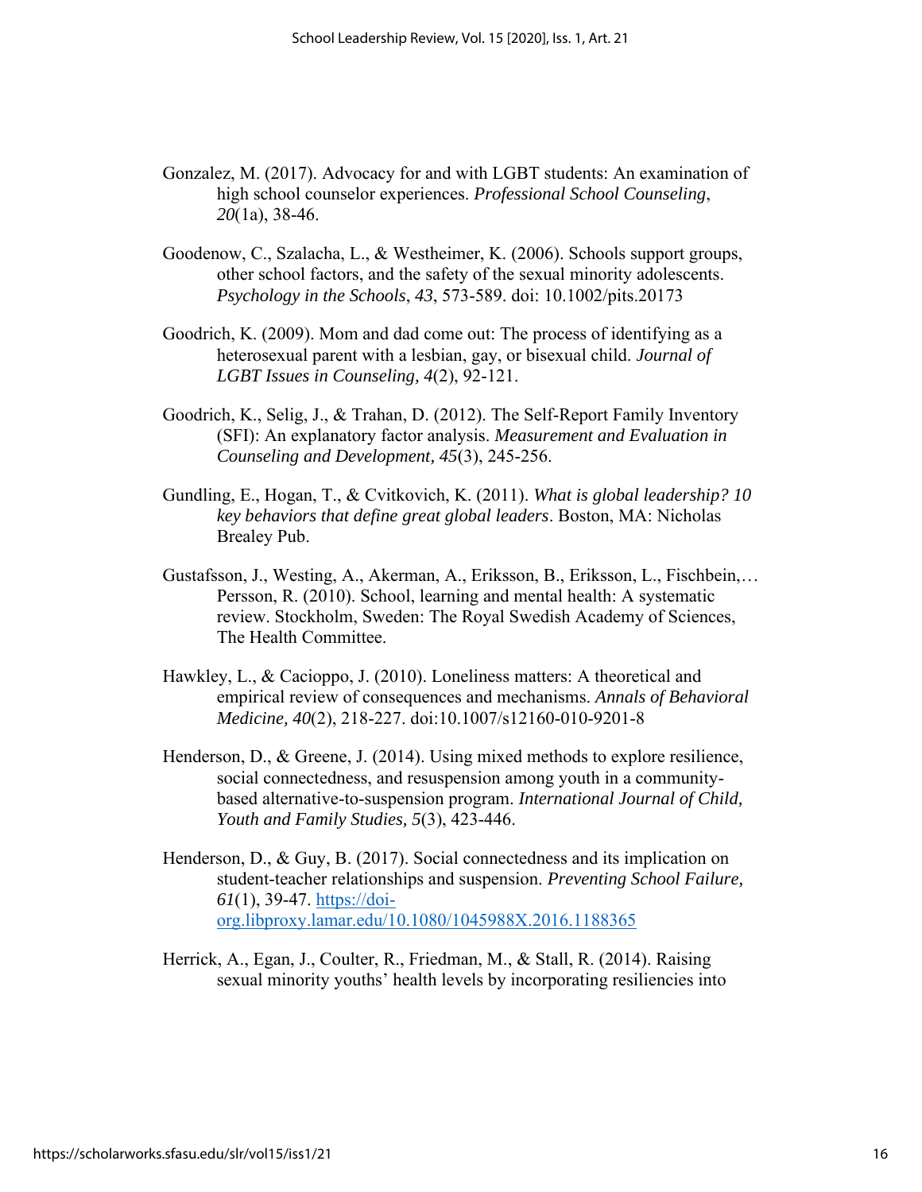Gonzalez, M. (2017). Advocacy for and with LGBT students: An examination of high school counselor experiences. *Professional School Counseling*, *20*(1a), 38-46.

Goodenow, C., Szalacha, L., & Westheimer, K. (2006). Schools support groups, other school factors, and the safety of the sexual minority adolescents. *Psychology in the Schools*, *43*, 573-589. doi: 10.1002/pits.20173

Goodrich, K. (2009). Mom and dad come out: The process of identifying as a heterosexual parent with a lesbian, gay, or bisexual child. *Journal of LGBT Issues in Counseling, 4*(2), 92-121.

Goodrich, K., Selig, J., & Trahan, D. (2012). The Self-Report Family Inventory (SFI): An explanatory factor analysis. *Measurement and Evaluation in Counseling and Development, 45*(3), 245-256.

Gundling, E., Hogan, T., & Cvitkovich, K. (2011). *What is global leadership? 10 key behaviors that define great global leaders*. Boston, MA: Nicholas Brealey Pub.

Gustafsson, J., Westing, A., Akerman, A., Eriksson, B., Eriksson, L., Fischbein,… Persson, R. (2010). School, learning and mental health: A systematic review. Stockholm, Sweden: The Royal Swedish Academy of Sciences, The Health Committee.

Hawkley, L., & Cacioppo, J. (2010). Loneliness matters: A theoretical and empirical review of consequences and mechanisms. *Annals of Behavioral Medicine, 40*(2), 218-227. doi:10.1007/s12160-010-9201-8

Henderson, D., & Greene, J. (2014). Using mixed methods to explore resilience, social connectedness, and resuspension among youth in a community-based alternative-to-suspension program. *International Journal of Child, Youth and Family Studies, 5*(3), 423-446.

Henderson, D., & Guy, B. (2017). Social connectedness and its implication on student-teacher relationships and suspension. *Preventing School Failure, 61*(1), 39-47. https://doi-org.libproxy.lamar.edu/10.1080/1045988X.2016.1188365

Herrick, A., Egan, J., Coulter, R., Friedman, M., & Stall, R. (2014). Raising sexual minority youths' health levels by incorporating resiliencies into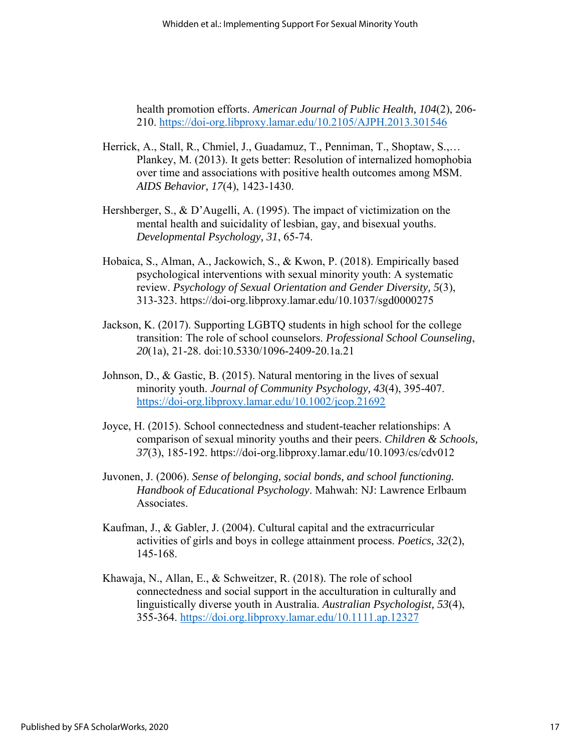health promotion efforts. *American Journal of Public Health, 104*(2), 206-210. https://doi-org.libproxy.lamar.edu/10.2105/AJPH.2013.301546

Herrick, A., Stall, R., Chmiel, J., Guadamuz, T., Penniman, T., Shoptaw, S.,… Plankey, M. (2013). It gets better: Resolution of internalized homophobia over time and associations with positive health outcomes among MSM. *AIDS Behavior, 17*(4), 1423-1430.

Hershberger, S., & D'Augelli, A. (1995). The impact of victimization on the mental health and suicidality of lesbian, gay, and bisexual youths. *Developmental Psychology, 31*, 65-74.

Hobaica, S., Alman, A., Jackowich, S., & Kwon, P. (2018). Empirically based psychological interventions with sexual minority youth: A systematic review. *Psychology of Sexual Orientation and Gender Diversity, 5*(3), 313-323. https://doi-org.libproxy.lamar.edu/10.1037/sgd0000275

Jackson, K. (2017). Supporting LGBTQ students in high school for the college transition: The role of school counselors. *Professional School Counseling*, *20*(1a), 21-28. doi:10.5330/1096-2409-20.1a.21

Johnson, D., & Gastic, B. (2015). Natural mentoring in the lives of sexual minority youth. *Journal of Community Psychology, 43*(4), 395-407. https://doi-org.libproxy.lamar.edu/10.1002/jcop.21692

Joyce, H. (2015). School connectedness and student-teacher relationships: A comparison of sexual minority youths and their peers. *Children & Schools, 37*(3), 185-192. https://doi-org.libproxy.lamar.edu/10.1093/cs/cdv012

Juvonen, J. (2006). *Sense of belonging, social bonds, and school functioning. Handbook of Educational Psychology*. Mahwah: NJ: Lawrence Erlbaum Associates.

Kaufman, J., & Gabler, J. (2004). Cultural capital and the extracurricular activities of girls and boys in college attainment process. *Poetics, 32*(2), 145-168.

Khawaja, N., Allan, E., & Schweitzer, R. (2018). The role of school connectedness and social support in the acculturation in culturally and linguistically diverse youth in Australia. *Australian Psychologist, 53*(4), 355-364. https://doi.org.libproxy.lamar.edu/10.1111.ap.12327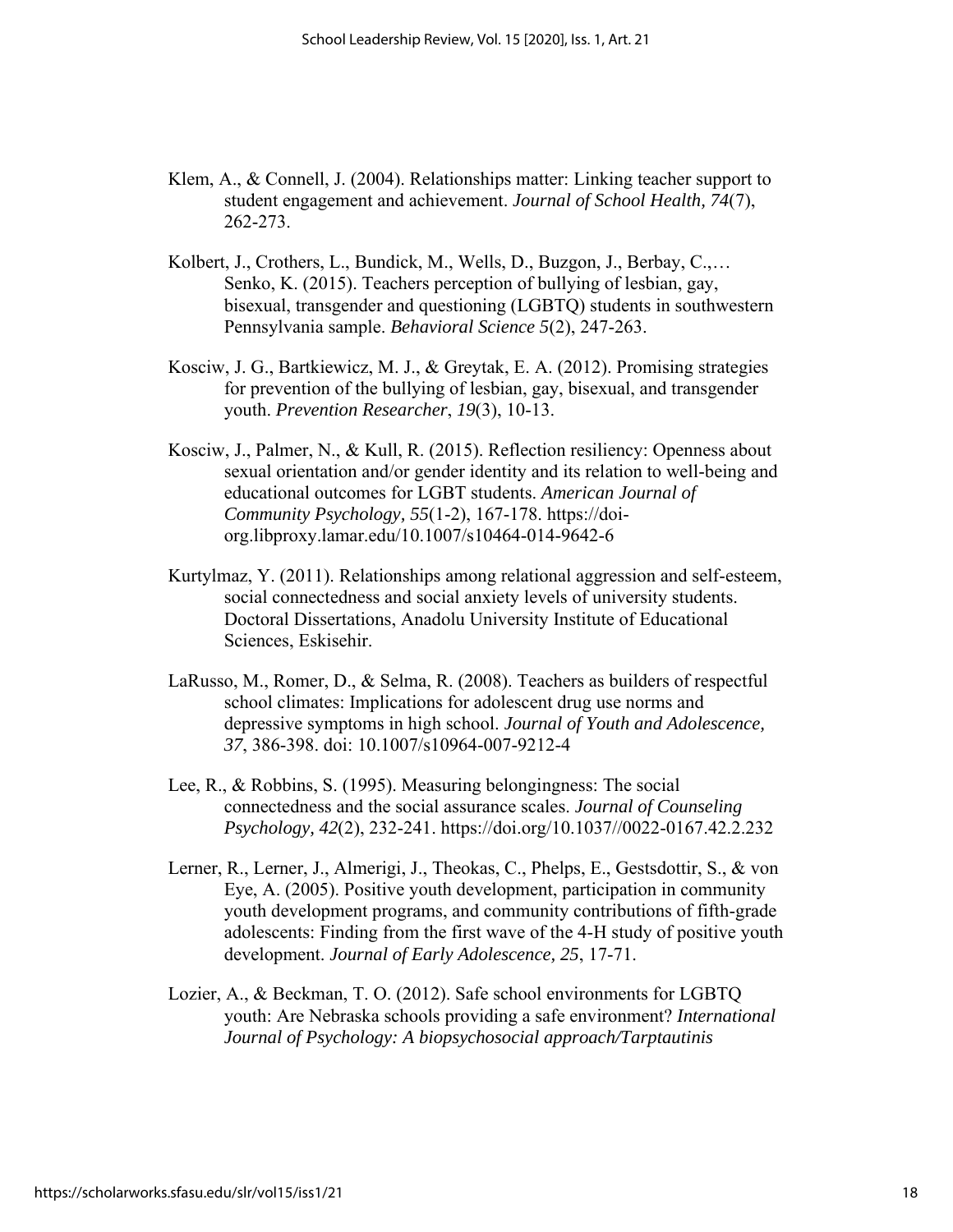Klem, A., & Connell, J. (2004). Relationships matter: Linking teacher support to student engagement and achievement. *Journal of School Health, 74*(7), 262-273.

Kolbert, J., Crothers, L., Bundick, M., Wells, D., Buzgon, J., Berbay, C.,… Senko, K. (2015). Teachers perception of bullying of lesbian, gay, bisexual, transgender and questioning (LGBTQ) students in southwestern Pennsylvania sample. *Behavioral Science 5*(2), 247-263.

Kosciw, J. G., Bartkiewicz, M. J., & Greytak, E. A. (2012). Promising strategies for prevention of the bullying of lesbian, gay, bisexual, and transgender youth. *Prevention Researcher*, *19*(3), 10-13.

Kosciw, J., Palmer, N., & Kull, R. (2015). Reflection resiliency: Openness about sexual orientation and/or gender identity and its relation to well-being and educational outcomes for LGBT students. *American Journal of Community Psychology, 55*(1-2), 167-178. https://doi-org.libproxy.lamar.edu/10.1007/s10464-014-9642-6

Kurtylmaz, Y. (2011). Relationships among relational aggression and self-esteem, social connectedness and social anxiety levels of university students. Doctoral Dissertations, Anadolu University Institute of Educational Sciences, Eskisehir.

LaRusso, M., Romer, D., & Selma, R. (2008). Teachers as builders of respectful school climates: Implications for adolescent drug use norms and depressive symptoms in high school. *Journal of Youth and Adolescence, 37*, 386-398. doi: 10.1007/s10964-007-9212-4

Lee, R., & Robbins, S. (1995). Measuring belongingness: The social connectedness and the social assurance scales. *Journal of Counseling Psychology, 42*(2), 232-241. https://doi.org/10.1037//0022-0167.42.2.232

Lerner, R., Lerner, J., Almerigi, J., Theokas, C., Phelps, E., Gestsdottir, S., & von Eye, A. (2005). Positive youth development, participation in community youth development programs, and community contributions of fifth-grade adolescents: Finding from the first wave of the 4-H study of positive youth development. *Journal of Early Adolescence, 25*, 17-71.

Lozier, A., & Beckman, T. O. (2012). Safe school environments for LGBTQ youth: Are Nebraska schools providing a safe environment? *International Journal of Psychology: A biopsychosocial approach/Tarptautinis*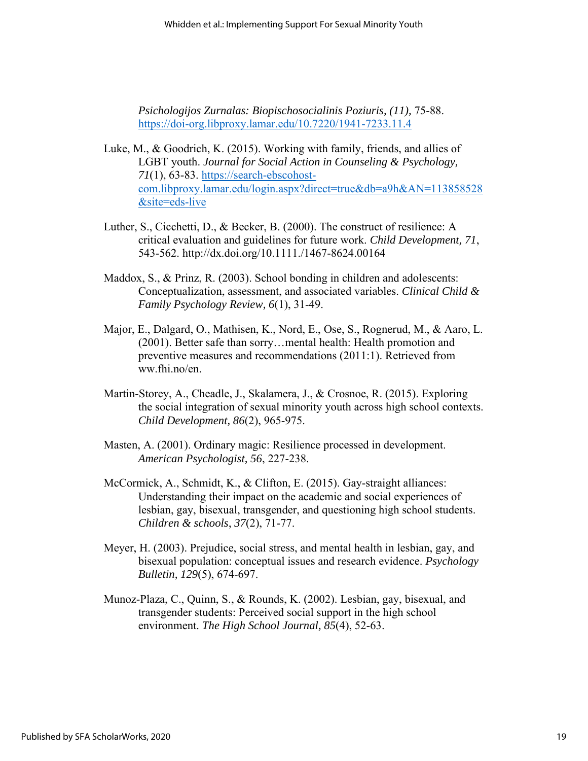*Psichologijos Zurnalas: Biopischosocialinis Poziuris, (11),* 75-88. https://doi-org.libproxy.lamar.edu/10.7220/1941-7233.11.4

Luke, M., & Goodrich, K. (2015). Working with family, friends, and allies of LGBT youth. *Journal for Social Action in Counseling & Psychology, 71*(1), 63-83. https://search-ebscohost-com.libproxy.lamar.edu/login.aspx?direct=true&db=a9h&AN=113858528&site=eds-live

Luther, S., Cicchetti, D., & Becker, B. (2000). The construct of resilience: A critical evaluation and guidelines for future work. *Child Development, 71*, 543-562. http://dx.doi.org/10.1111./1467-8624.00164

Maddox, S., & Prinz, R. (2003). School bonding in children and adolescents: Conceptualization, assessment, and associated variables. *Clinical Child & Family Psychology Review, 6*(1), 31-49.

Major, E., Dalgard, O., Mathisen, K., Nord, E., Ose, S., Rognerud, M., & Aaro, L. (2001). Better safe than sorry…mental health: Health promotion and preventive measures and recommendations (2011:1). Retrieved from ww.fhi.no/en.

Martin-Storey, A., Cheadle, J., Skalamera, J., & Crosnoe, R. (2015). Exploring the social integration of sexual minority youth across high school contexts. *Child Development, 86*(2), 965-975.

Masten, A. (2001). Ordinary magic: Resilience processed in development. *American Psychologist, 56*, 227-238.

McCormick, A., Schmidt, K., & Clifton, E. (2015). Gay-straight alliances: Understanding their impact on the academic and social experiences of lesbian, gay, bisexual, transgender, and questioning high school students. *Children & schools*, *37*(2), 71-77.

Meyer, H. (2003). Prejudice, social stress, and mental health in lesbian, gay, and bisexual population: conceptual issues and research evidence. *Psychology Bulletin, 129*(5), 674-697.

Munoz-Plaza, C., Quinn, S., & Rounds, K. (2002). Lesbian, gay, bisexual, and transgender students: Perceived social support in the high school environment. *The High School Journal, 85*(4), 52-63.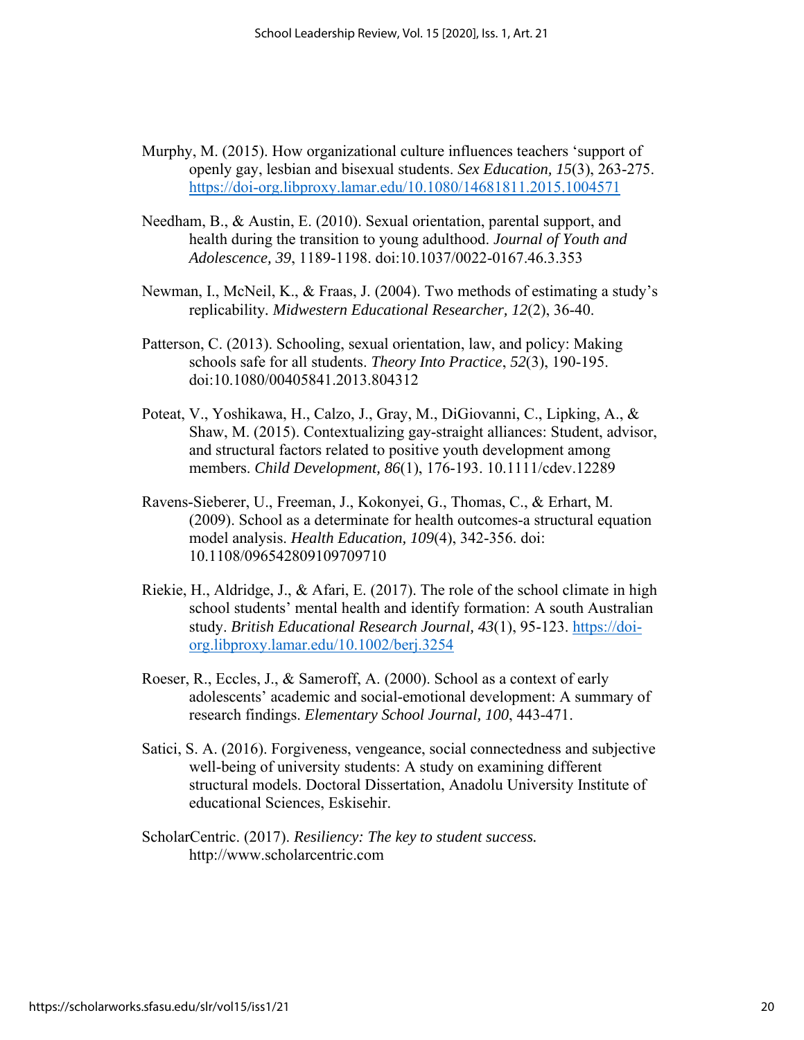Murphy, M. (2015). How organizational culture influences teachers 'support of openly gay, lesbian and bisexual students. *Sex Education, 15*(3), 263-275. https://doi-org.libproxy.lamar.edu/10.1080/14681811.2015.1004571

Needham, B., & Austin, E. (2010). Sexual orientation, parental support, and health during the transition to young adulthood. *Journal of Youth and Adolescence, 39*, 1189-1198. doi:10.1037/0022-0167.46.3.353

Newman, I., McNeil, K., & Fraas, J. (2004). Two methods of estimating a study's replicability. *Midwestern Educational Researcher, 12*(2), 36-40.

Patterson, C. (2013). Schooling, sexual orientation, law, and policy: Making schools safe for all students. *Theory Into Practice*, *52*(3), 190-195. doi:10.1080/00405841.2013.804312

Poteat, V., Yoshikawa, H., Calzo, J., Gray, M., DiGiovanni, C., Lipking, A., & Shaw, M. (2015). Contextualizing gay-straight alliances: Student, advisor, and structural factors related to positive youth development among members. *Child Development, 86*(1), 176-193. 10.1111/cdev.12289

Ravens-Sieberer, U., Freeman, J., Kokonyei, G., Thomas, C., & Erhart, M. (2009). School as a determinate for health outcomes-a structural equation model analysis. *Health Education, 109*(4), 342-356. doi: 10.1108/096542809109709710

Riekie, H., Aldridge, J., & Afari, E. (2017). The role of the school climate in high school students' mental health and identify formation: A south Australian study. *British Educational Research Journal, 43*(1), 95-123. https://doi-org.libproxy.lamar.edu/10.1002/berj.3254

Roeser, R., Eccles, J., & Sameroff, A. (2000). School as a context of early adolescents' academic and social-emotional development: A summary of research findings. *Elementary School Journal, 100*, 443-471.

Satici, S. A. (2016). Forgiveness, vengeance, social connectedness and subjective well-being of university students: A study on examining different structural models. Doctoral Dissertation, Anadolu University Institute of educational Sciences, Eskisehir.

ScholarCentric. (2017). *Resiliency: The key to student success.* http://www.scholarcentric.com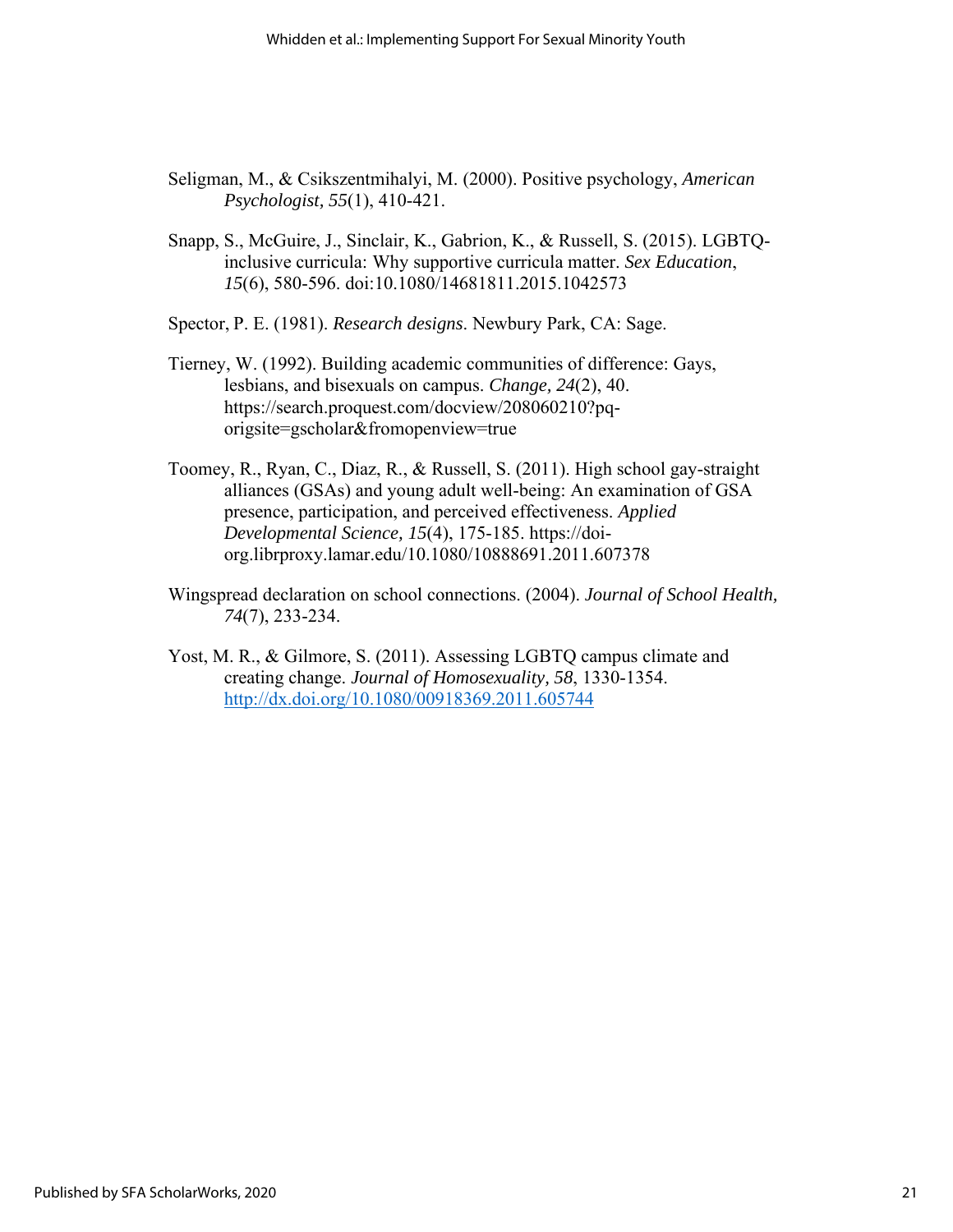Seligman, M., & Csikszentmihalyi, M. (2000). Positive psychology, *American Psychologist, 55*(1), 410-421.

Snapp, S., McGuire, J., Sinclair, K., Gabrion, K., & Russell, S. (2015). LGBTQ-inclusive curricula: Why supportive curricula matter. *Sex Education*, *15*(6), 580-596. doi:10.1080/14681811.2015.1042573

Spector, P. E. (1981). *Research designs*. Newbury Park, CA: Sage.

Tierney, W. (1992). Building academic communities of difference: Gays, lesbians, and bisexuals on campus. *Change, 24*(2), 40. https://search.proquest.com/docview/208060210?pq-origsite=gscholar&fromopenview=true

Toomey, R., Ryan, C., Diaz, R., & Russell, S. (2011). High school gay-straight alliances (GSAs) and young adult well-being: An examination of GSA presence, participation, and perceived effectiveness. *Applied Developmental Science, 15*(4), 175-185. https://doi-org.librproxy.lamar.edu/10.1080/10888691.2011.607378

Wingspread declaration on school connections. (2004). *Journal of School Health, 74*(7), 233-234.

Yost, M. R., & Gilmore, S. (2011). Assessing LGBTQ campus climate and creating change. *Journal of Homosexuality, 58*, 1330-1354. http://dx.doi.org/10.1080/00918369.2011.605744